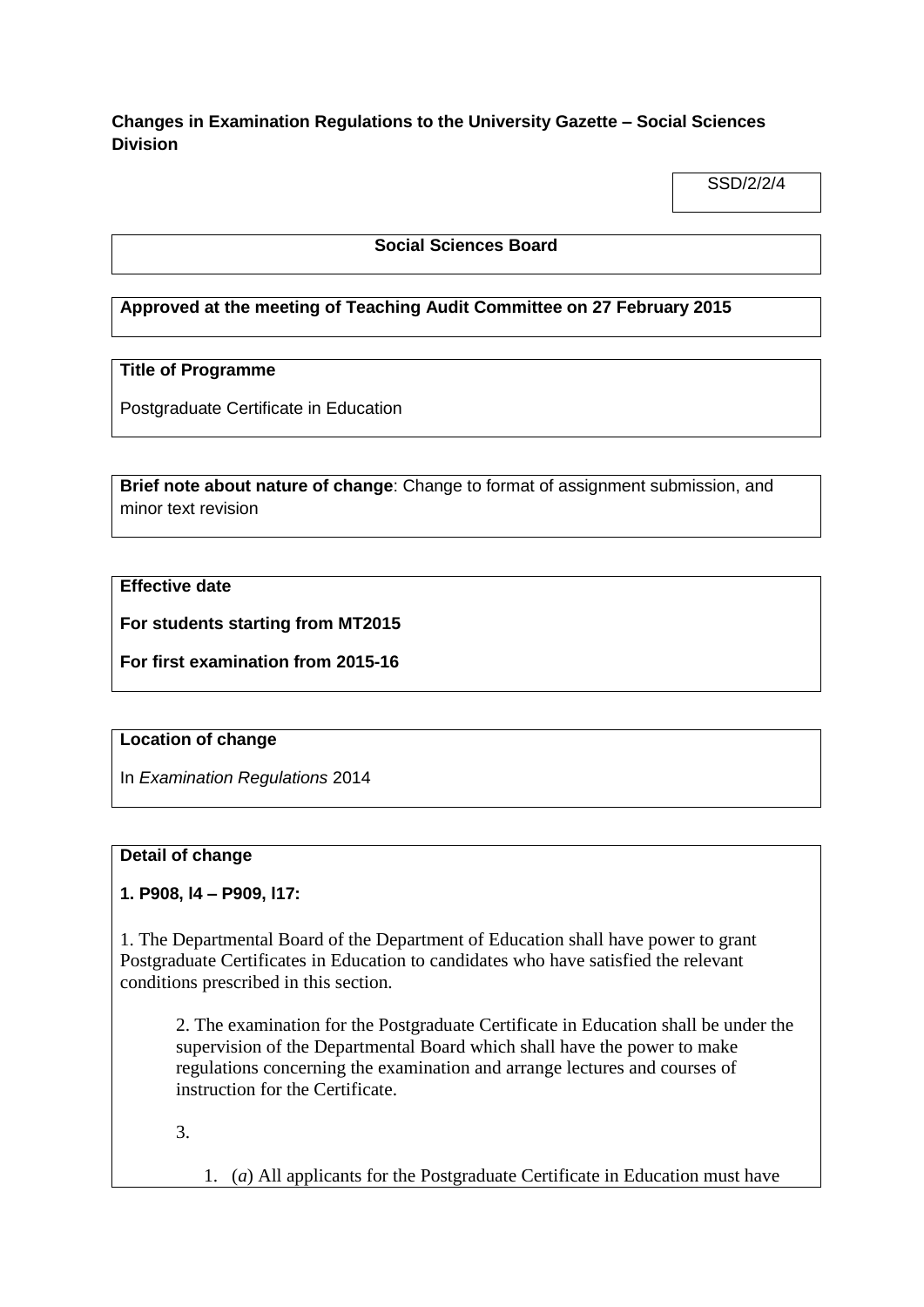**Changes in Examination Regulations to the University Gazette – Social Sciences Division**

SSD/2/2/4

**Social Sciences Board**

**Approved at the meeting of Teaching Audit Committee on 27 February 2015**

**Title of Programme**

Postgraduate Certificate in Education

**Brief note about nature of change**: Change to format of assignment submission, and minor text revision

**Effective date**

**For students starting from MT2015**

**For first examination from 2015-16**

**Location of change**

In *Examination Regulations* 2014

**Detail of change**

**1. P908, l4 – P909, l17:**

1. The Departmental Board of the Department of Education shall have power to grant Postgraduate Certificates in Education to candidates who have satisfied the relevant conditions prescribed in this section.

2. The examination for the Postgraduate Certificate in Education shall be under the supervision of the Departmental Board which shall have the power to make regulations concerning the examination and arrange lectures and courses of instruction for the Certificate.

3.

1. (*a*) All applicants for the Postgraduate Certificate in Education must have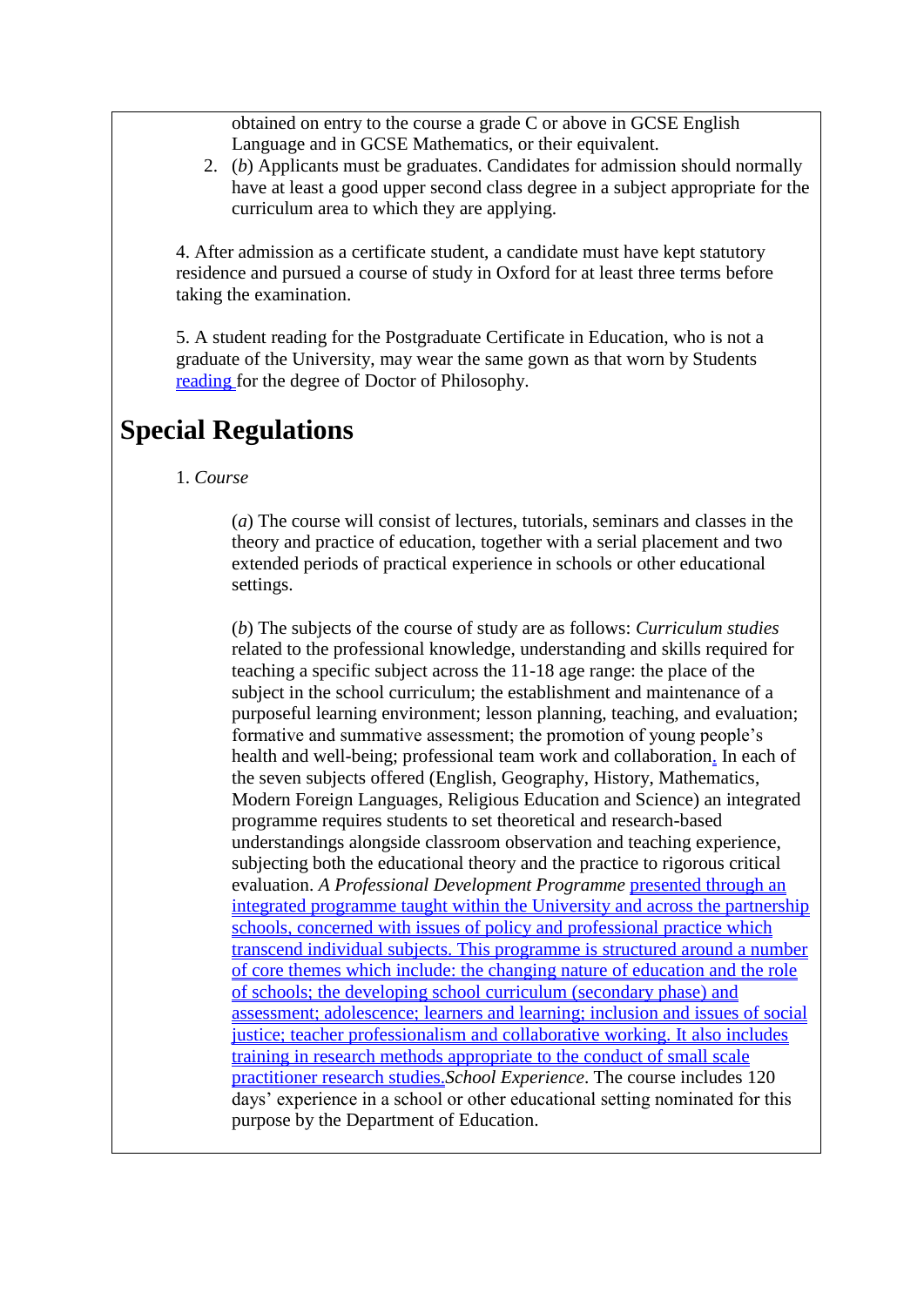obtained on entry to the course a grade C or above in GCSE English Language and in GCSE Mathematics, or their equivalent.

2. (*b*) Applicants must be graduates. Candidates for admission should normally have at least a good upper second class degree in a subject appropriate for the curriculum area to which they are applying.

4. After admission as a certificate student, a candidate must have kept statutory residence and pursued a course of study in Oxford for at least three terms before taking the examination.

5. A student reading for the Postgraduate Certificate in Education, who is not a graduate of the University, may wear the same gown as that worn by Students reading for the degree of Doctor of Philosophy.

## Special Regulations

1. *Course*

(*a*) The course will consist of lectures, tutorials, seminars and classes in the theory and practice of education, together with a serial placement and two extended periods of practical experience in schools or other educational settings.

(*b*) The subjects of the course of study are as follows: *Curriculum studies* related to the professional knowledge, understanding and skills required for teaching a specific subject across the 11-18 age range: the place of the subject in the school curriculum; the establishment and maintenance of a purposeful learning environment; lesson planning, teaching, and evaluation; formative and summative assessment; the promotion of young people's health and well-being; professional team work and collaboration. In each of the seven subjects offered (English, Geography, History, Mathematics, Modern Foreign Languages, Religious Education and Science) an integrated programme requires students to set theoretical and research-based understandings alongside classroom observation and teaching experience, subjecting both the educational theory and the practice to rigorous critical evaluation. *A Professional Development Programme* presented through an integrated programme taught within the University and across the partnership schools, concerned with issues of policy and professional practice which transcend individual subjects. This programme is structured around a number of core themes which include: the changing nature of education and the role of schools; the developing school curriculum (secondary phase) and assessment; adolescence; learners and learning; inclusion and issues of social justice; teacher professionalism and collaborative working. It also includes training in research methods appropriate to the conduct of small scale practitioner research studies.*School Experience*. The course includes 120 days' experience in a school or other educational setting nominated for this purpose by the Department of Education.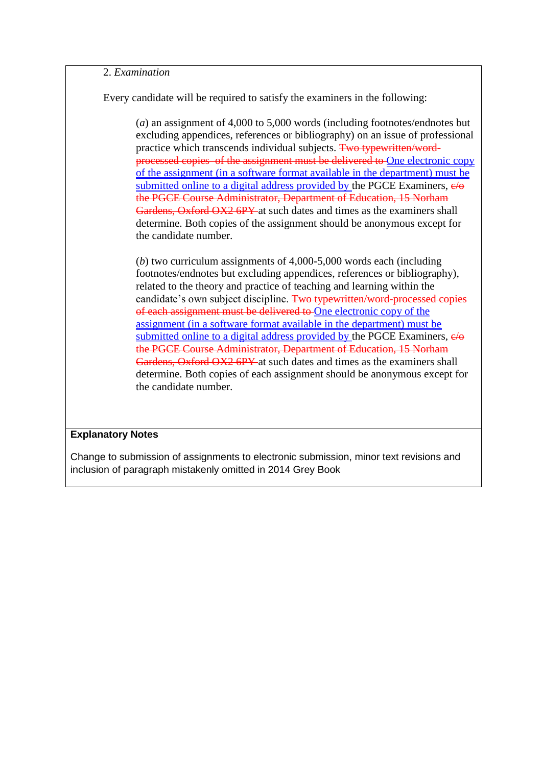2. *Examination*

Every candidate will be required to satisfy the examiners in the following:

(*a*) an assignment of 4,000 to 5,000 words (including footnotes/endnotes but excluding appendices, references or bibliography) on an issue of professional practice which transcends individual subjects. ~~Two typewritten/word-processed copies of the assignment must be delivered to~~ <u>One electronic copy of the assignment (in a software format available in the department) must be submitted online to a digital address provided by</u> the PGCE Examiners, ~~c/o the PGCE Course Administrator, Department of Education, 15 Norham Gardens, Oxford OX2 6PY~~ at such dates and times as the examiners shall determine. Both copies of the assignment should be anonymous except for the candidate number.

(*b*) two curriculum assignments of 4,000-5,000 words each (including footnotes/endnotes but excluding appendices, references or bibliography), related to the theory and practice of teaching and learning within the candidate's own subject discipline. ~~Two typewritten/word-processed copies of each assignment must be delivered to~~ <u>One electronic copy of the assignment (in a software format available in the department) must be submitted online to a digital address provided by</u> the PGCE Examiners, ~~c/o the PGCE Course Administrator, Department of Education, 15 Norham Gardens, Oxford OX2 6PY~~ at such dates and times as the examiners shall determine. Both copies of each assignment should be anonymous except for the candidate number.

**Explanatory Notes**

Change to submission of assignments to electronic submission, minor text revisions and inclusion of paragraph mistakenly omitted in 2014 Grey Book